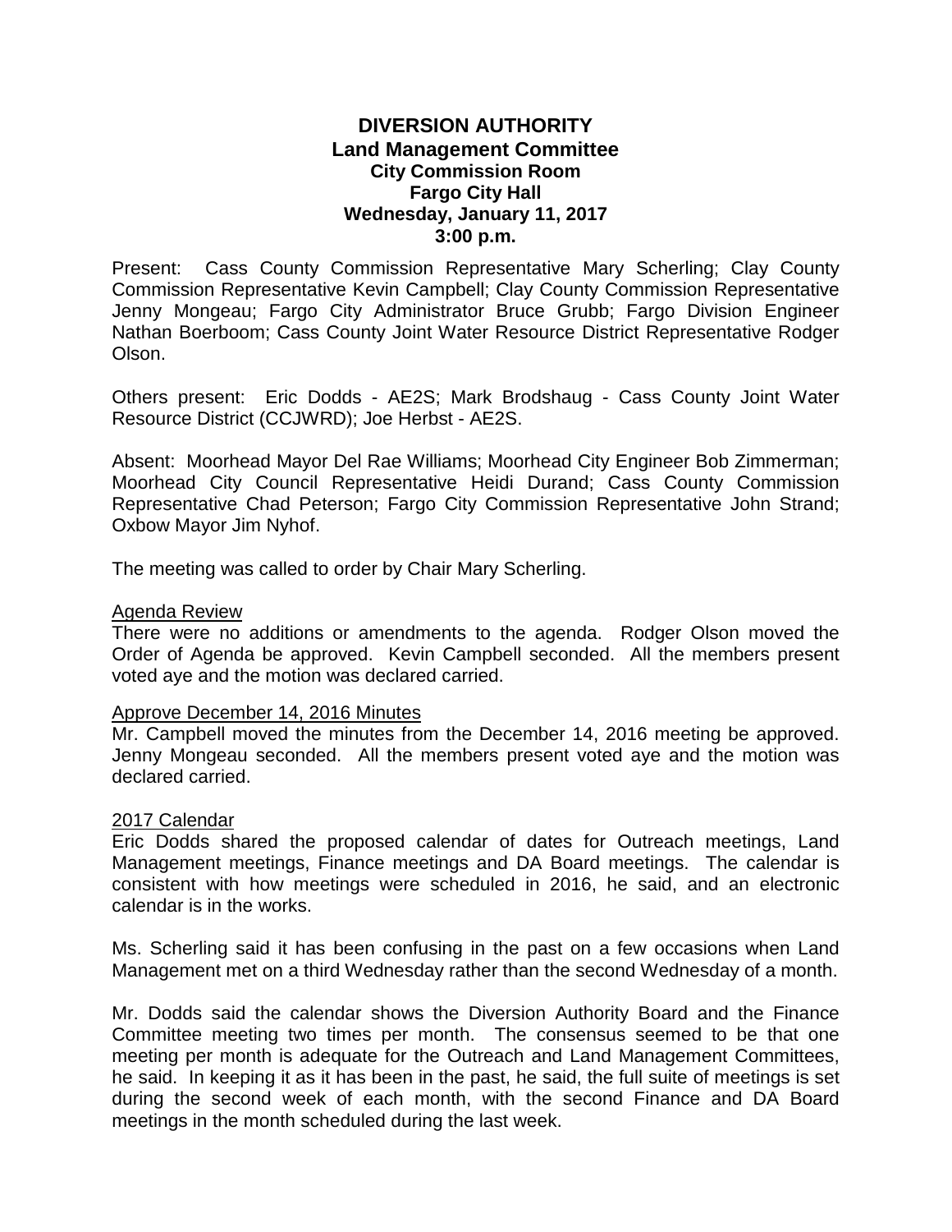# DIVERSION AUTHORITY
## Land Management Committee
### City Commission Room
### Fargo City Hall
### Wednesday, January 11, 2017
### 3:00 p.m.

Present: Cass County Commission Representative Mary Scherling; Clay County Commission Representative Kevin Campbell; Clay County Commission Representative Jenny Mongeau; Fargo City Administrator Bruce Grubb; Fargo Division Engineer Nathan Boerboom; Cass County Joint Water Resource District Representative Rodger Olson.

Others present: Eric Dodds - AE2S; Mark Brodshaug - Cass County Joint Water Resource District (CCJWRD); Joe Herbst - AE2S.

Absent: Moorhead Mayor Del Rae Williams; Moorhead City Engineer Bob Zimmerman; Moorhead City Council Representative Heidi Durand; Cass County Commission Representative Chad Peterson; Fargo City Commission Representative John Strand; Oxbow Mayor Jim Nyhof.

The meeting was called to order by Chair Mary Scherling.

Agenda Review

There were no additions or amendments to the agenda. Rodger Olson moved the Order of Agenda be approved. Kevin Campbell seconded. All the members present voted aye and the motion was declared carried.

Approve December 14, 2016 Minutes

Mr. Campbell moved the minutes from the December 14, 2016 meeting be approved. Jenny Mongeau seconded. All the members present voted aye and the motion was declared carried.

2017 Calendar

Eric Dodds shared the proposed calendar of dates for Outreach meetings, Land Management meetings, Finance meetings and DA Board meetings. The calendar is consistent with how meetings were scheduled in 2016, he said, and an electronic calendar is in the works.

Ms. Scherling said it has been confusing in the past on a few occasions when Land Management met on a third Wednesday rather than the second Wednesday of a month.

Mr. Dodds said the calendar shows the Diversion Authority Board and the Finance Committee meeting two times per month. The consensus seemed to be that one meeting per month is adequate for the Outreach and Land Management Committees, he said. In keeping it as it has been in the past, he said, the full suite of meetings is set during the second week of each month, with the second Finance and DA Board meetings in the month scheduled during the last week.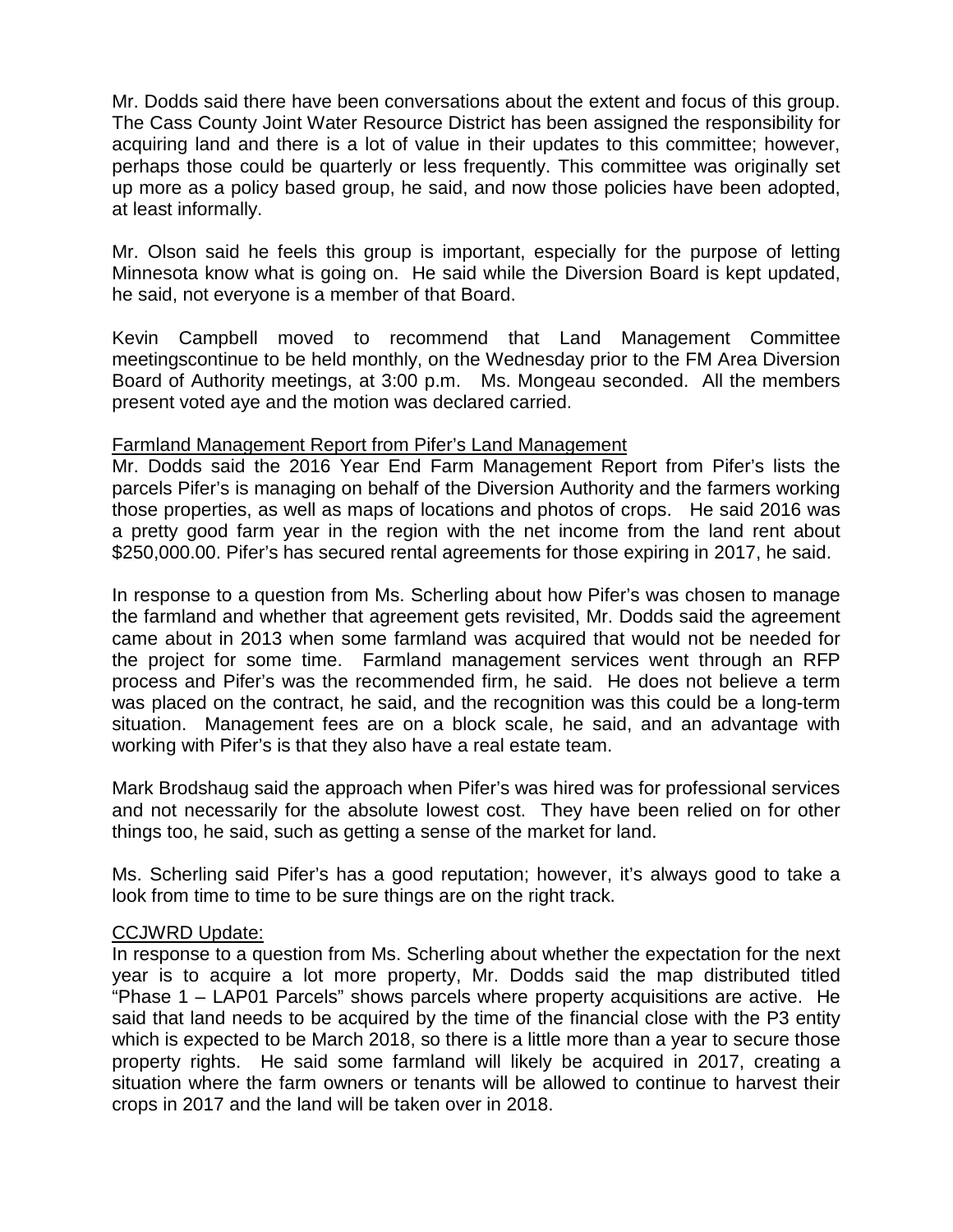Mr. Dodds said there have been conversations about the extent and focus of this group. The Cass County Joint Water Resource District has been assigned the responsibility for acquiring land and there is a lot of value in their updates to this committee; however, perhaps those could be quarterly or less frequently. This committee was originally set up more as a policy based group, he said, and now those policies have been adopted, at least informally.

Mr. Olson said he feels this group is important, especially for the purpose of letting Minnesota know what is going on. He said while the Diversion Board is kept updated, he said, not everyone is a member of that Board.

Kevin Campbell moved to recommend that Land Management Committee meetingscontinue to be held monthly, on the Wednesday prior to the FM Area Diversion Board of Authority meetings, at 3:00 p.m. Ms. Mongeau seconded. All the members present voted aye and the motion was declared carried.

Farmland Management Report from Pifer's Land Management

Mr. Dodds said the 2016 Year End Farm Management Report from Pifer's lists the parcels Pifer's is managing on behalf of the Diversion Authority and the farmers working those properties, as well as maps of locations and photos of crops. He said 2016 was a pretty good farm year in the region with the net income from the land rent about \$250,000.00. Pifer's has secured rental agreements for those expiring in 2017, he said.

In response to a question from Ms. Scherling about how Pifer's was chosen to manage the farmland and whether that agreement gets revisited, Mr. Dodds said the agreement came about in 2013 when some farmland was acquired that would not be needed for the project for some time. Farmland management services went through an RFP process and Pifer's was the recommended firm, he said. He does not believe a term was placed on the contract, he said, and the recognition was this could be a long-term situation. Management fees are on a block scale, he said, and an advantage with working with Pifer's is that they also have a real estate team.

Mark Brodshaug said the approach when Pifer's was hired was for professional services and not necessarily for the absolute lowest cost. They have been relied on for other things too, he said, such as getting a sense of the market for land.

Ms. Scherling said Pifer's has a good reputation; however, it's always good to take a look from time to time to be sure things are on the right track.

CCJWRD Update:

In response to a question from Ms. Scherling about whether the expectation for the next year is to acquire a lot more property, Mr. Dodds said the map distributed titled "Phase 1 – LAP01 Parcels" shows parcels where property acquisitions are active. He said that land needs to be acquired by the time of the financial close with the P3 entity which is expected to be March 2018, so there is a little more than a year to secure those property rights. He said some farmland will likely be acquired in 2017, creating a situation where the farm owners or tenants will be allowed to continue to harvest their crops in 2017 and the land will be taken over in 2018.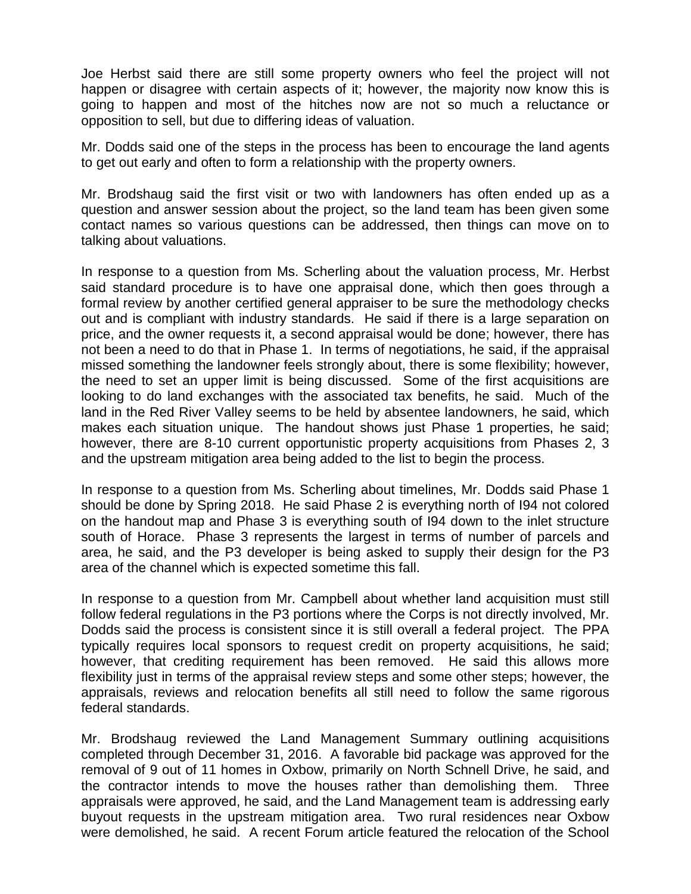Joe Herbst said there are still some property owners who feel the project will not happen or disagree with certain aspects of it; however, the majority now know this is going to happen and most of the hitches now are not so much a reluctance or opposition to sell, but due to differing ideas of valuation.

Mr. Dodds said one of the steps in the process has been to encourage the land agents to get out early and often to form a relationship with the property owners.

Mr. Brodshaug said the first visit or two with landowners has often ended up as a question and answer session about the project, so the land team has been given some contact names so various questions can be addressed, then things can move on to talking about valuations.

In response to a question from Ms. Scherling about the valuation process, Mr. Herbst said standard procedure is to have one appraisal done, which then goes through a formal review by another certified general appraiser to be sure the methodology checks out and is compliant with industry standards. He said if there is a large separation on price, and the owner requests it, a second appraisal would be done; however, there has not been a need to do that in Phase 1. In terms of negotiations, he said, if the appraisal missed something the landowner feels strongly about, there is some flexibility; however, the need to set an upper limit is being discussed. Some of the first acquisitions are looking to do land exchanges with the associated tax benefits, he said. Much of the land in the Red River Valley seems to be held by absentee landowners, he said, which makes each situation unique. The handout shows just Phase 1 properties, he said; however, there are 8-10 current opportunistic property acquisitions from Phases 2, 3 and the upstream mitigation area being added to the list to begin the process.

In response to a question from Ms. Scherling about timelines, Mr. Dodds said Phase 1 should be done by Spring 2018. He said Phase 2 is everything north of I94 not colored on the handout map and Phase 3 is everything south of I94 down to the inlet structure south of Horace. Phase 3 represents the largest in terms of number of parcels and area, he said, and the P3 developer is being asked to supply their design for the P3 area of the channel which is expected sometime this fall.

In response to a question from Mr. Campbell about whether land acquisition must still follow federal regulations in the P3 portions where the Corps is not directly involved, Mr. Dodds said the process is consistent since it is still overall a federal project. The PPA typically requires local sponsors to request credit on property acquisitions, he said; however, that crediting requirement has been removed. He said this allows more flexibility just in terms of the appraisal review steps and some other steps; however, the appraisals, reviews and relocation benefits all still need to follow the same rigorous federal standards.

Mr. Brodshaug reviewed the Land Management Summary outlining acquisitions completed through December 31, 2016. A favorable bid package was approved for the removal of 9 out of 11 homes in Oxbow, primarily on North Schnell Drive, he said, and the contractor intends to move the houses rather than demolishing them. Three appraisals were approved, he said, and the Land Management team is addressing early buyout requests in the upstream mitigation area. Two rural residences near Oxbow were demolished, he said. A recent Forum article featured the relocation of the School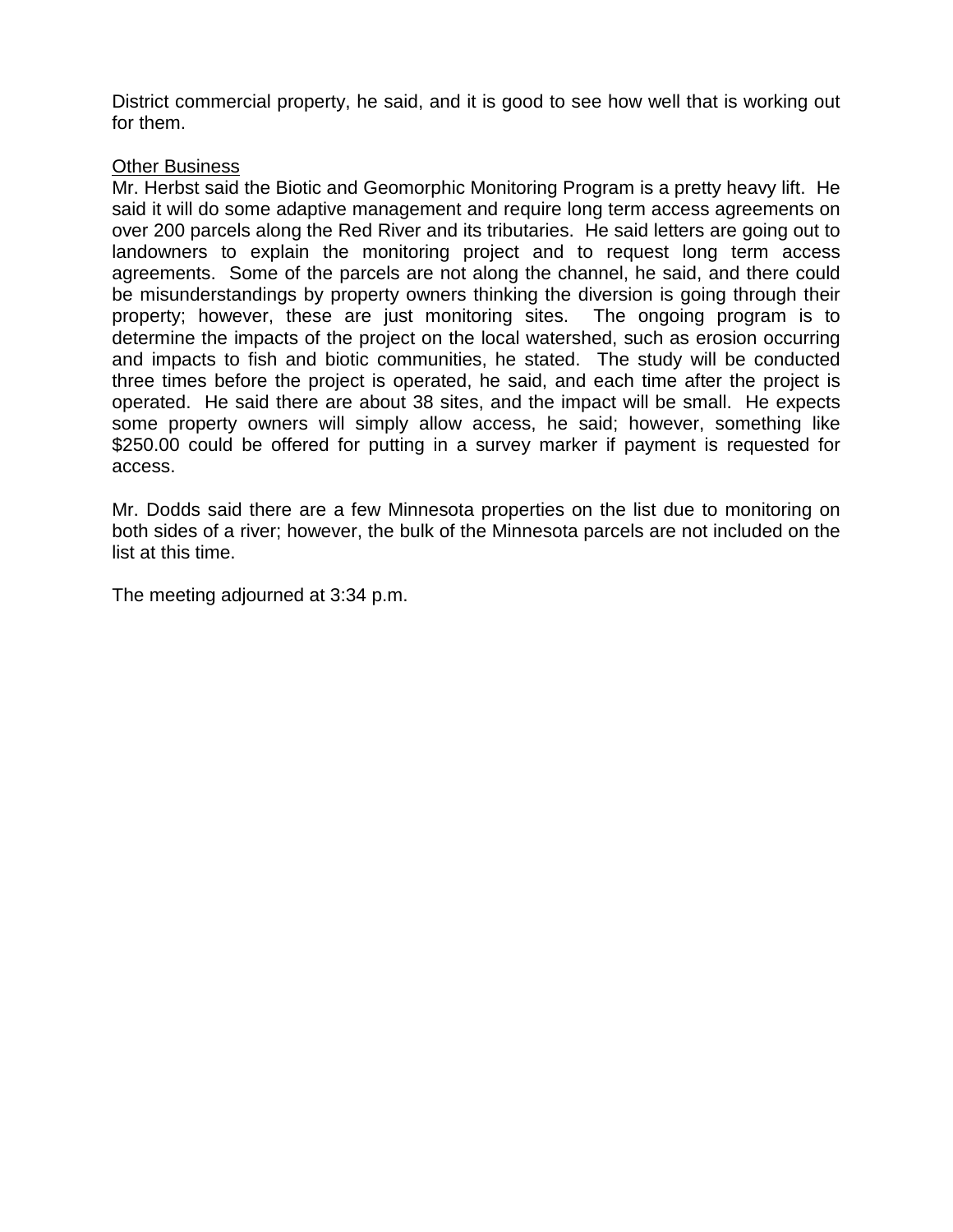District commercial property, he said, and it is good to see how well that is working out for them.

Other Business

Mr. Herbst said the Biotic and Geomorphic Monitoring Program is a pretty heavy lift. He said it will do some adaptive management and require long term access agreements on over 200 parcels along the Red River and its tributaries. He said letters are going out to landowners to explain the monitoring project and to request long term access agreements. Some of the parcels are not along the channel, he said, and there could be misunderstandings by property owners thinking the diversion is going through their property; however, these are just monitoring sites. The ongoing program is to determine the impacts of the project on the local watershed, such as erosion occurring and impacts to fish and biotic communities, he stated. The study will be conducted three times before the project is operated, he said, and each time after the project is operated. He said there are about 38 sites, and the impact will be small. He expects some property owners will simply allow access, he said; however, something like $250.00 could be offered for putting in a survey marker if payment is requested for access.

Mr. Dodds said there are a few Minnesota properties on the list due to monitoring on both sides of a river; however, the bulk of the Minnesota parcels are not included on the list at this time.

The meeting adjourned at 3:34 p.m.